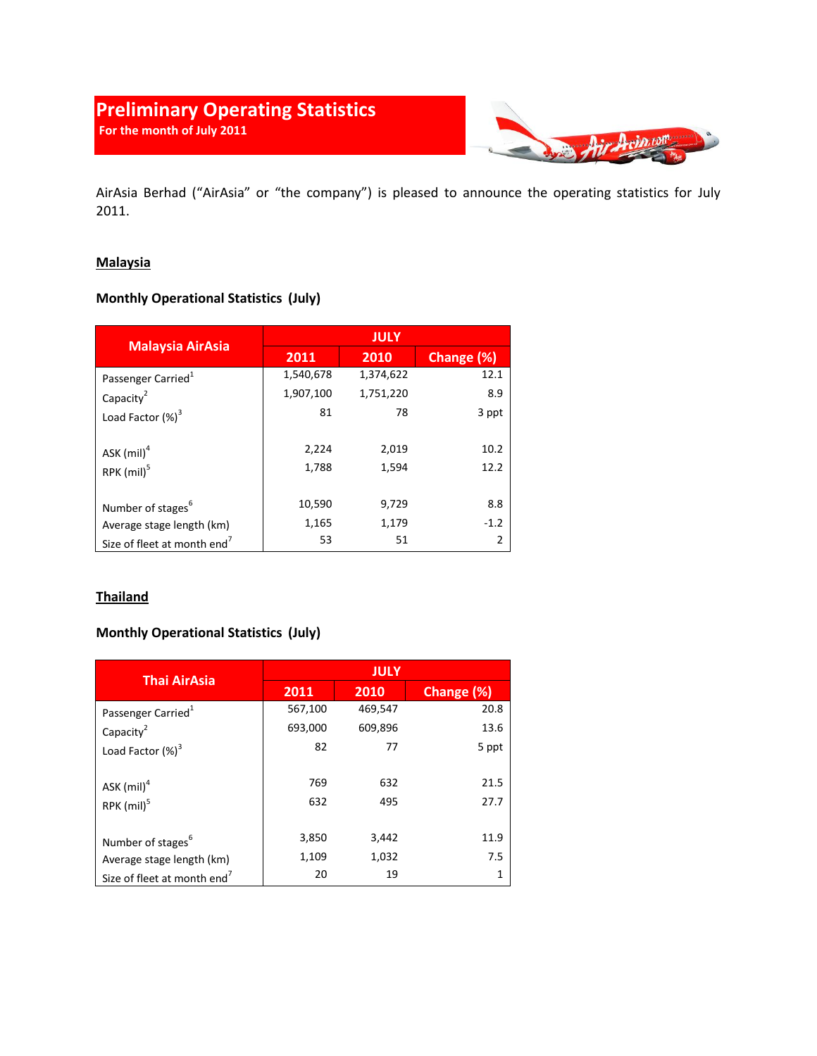# Preliminary Operating Statistics

**For the month of July 2011**

AirAsia Berhad ("AirAsia" or "the company") is pleased to announce the operating statistics for July 2011.

## Malaysia

### Monthly Operational Statistics (July)

| Malaysia AirAsia | JULY | | |
|---|---|---|---|
| | 2011 | 2010 | Change (%) |
| Passenger Carried[1] | 1,540,678 | 1,374,622 | 12.1 |
| Capacity[2] | 1,907,100 | 1,751,220 | 8.9 |
| Load Factor (%)[3] | 81 | 78 | 3 ppt |
| ASK (mil)[4] | 2,224 | 2,019 | 10.2 |
| RPK (mil)[5] | 1,788 | 1,594 | 12.2 |
| Number of stages[6] | 10,590 | 9,729 | 8.8 |
| Average stage length (km) | 1,165 | 1,179 | -1.2 |
| Size of fleet at month end[7] | 53 | 51 | 2 |

## Thailand

### Monthly Operational Statistics (July)

| Thai AirAsia | JULY | | |
|---|---|---|---|
| | 2011 | 2010 | Change (%) |
| Passenger Carried[1] | 567,100 | 469,547 | 20.8 |
| Capacity[2] | 693,000 | 609,896 | 13.6 |
| Load Factor (%)[3] | 82 | 77 | 5 ppt |
| ASK (mil)[4] | 769 | 632 | 21.5 |
| RPK (mil)[5] | 632 | 495 | 27.7 |
| Number of stages[6] | 3,850 | 3,442 | 11.9 |
| Average stage length (km) | 1,109 | 1,032 | 7.5 |
| Size of fleet at month end[7] | 20 | 19 | 1 |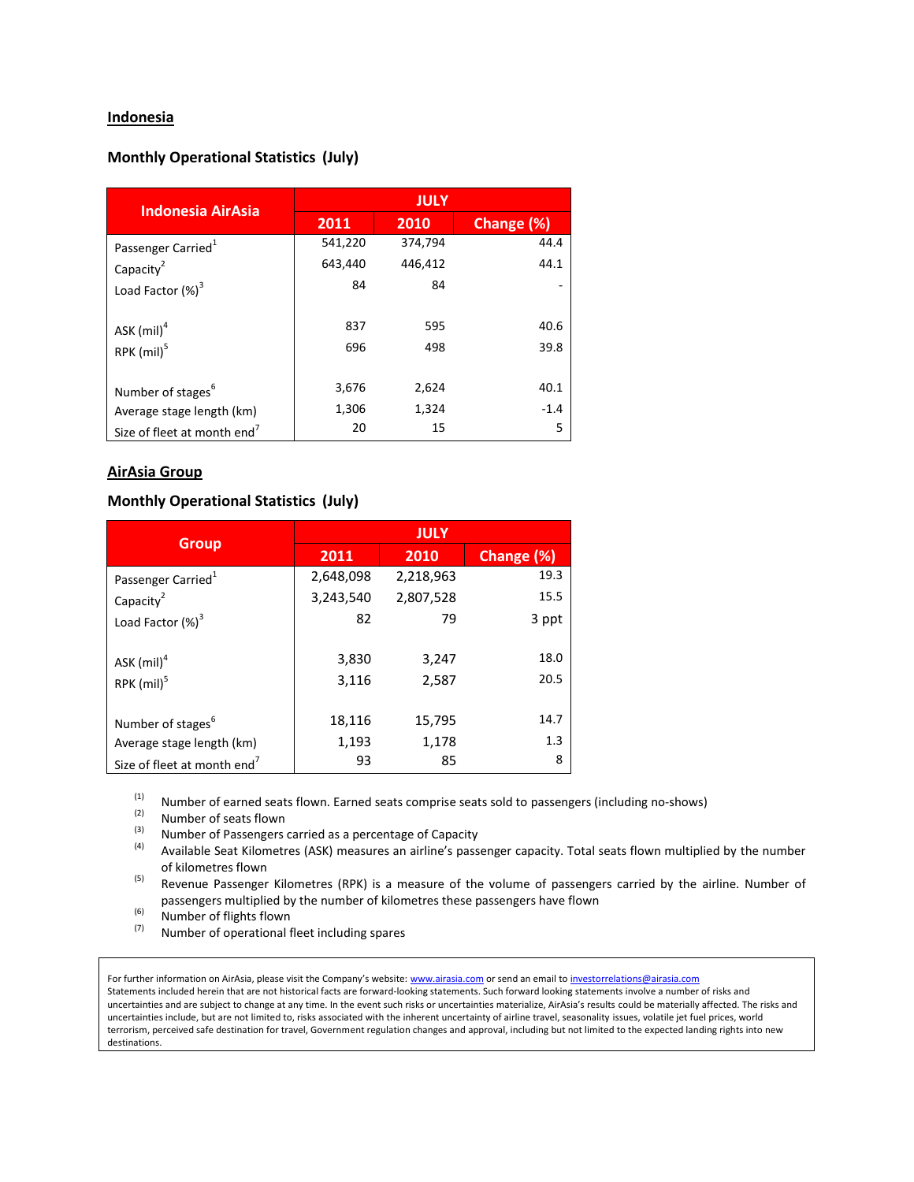## Indonesia

### Monthly Operational Statistics (July)

| Indonesia AirAsia | JULY | | |
|---|---|---|---|
| | 2011 | 2010 | Change (%) |
| Passenger Carried[1] | 541,220 | 374,794 | 44.4 |
| Capacity[2] | 643,440 | 446,412 | 44.1 |
| Load Factor (%)[3] | 84 | 84 | - |
| ASK (mil)[4] | 837 | 595 | 40.6 |
| RPK (mil)[5] | 696 | 498 | 39.8 |
| Number of stages[6] | 3,676 | 2,624 | 40.1 |
| Average stage length (km) | 1,306 | 1,324 | -1.4 |
| Size of fleet at month end[7] | 20 | 15 | 5 |

## AirAsia Group

### Monthly Operational Statistics (July)

| Group | JULY | | |
|---|---|---|---|
| | 2011 | 2010 | Change (%) |
| Passenger Carried[1] | 2,648,098 | 2,218,963 | 19.3 |
| Capacity[2] | 3,243,540 | 2,807,528 | 15.5 |
| Load Factor (%)[3] | 82 | 79 | 3 ppt |
| ASK (mil)[4] | 3,830 | 3,247 | 18.0 |
| RPK (mil)[5] | 3,116 | 2,587 | 20.5 |
| Number of stages[6] | 18,116 | 15,795 | 14.7 |
| Average stage length (km) | 1,193 | 1,178 | 1.3 |
| Size of fleet at month end[7] | 93 | 85 | 8 |

(1) Number of earned seats flown. Earned seats comprise seats sold to passengers (including no-shows)
(2) Number of seats flown
(3) Number of Passengers carried as a percentage of Capacity
(4) Available Seat Kilometres (ASK) measures an airline's passenger capacity. Total seats flown multiplied by the number of kilometres flown
(5) Revenue Passenger Kilometres (RPK) is a measure of the volume of passengers carried by the airline. Number of passengers multiplied by the number of kilometres these passengers have flown
(6) Number of flights flown
(7) Number of operational fleet including spares

For further information on AirAsia, please visit the Company's website: www.airasia.com or send an email to investorrelations@airasia.com
Statements included herein that are not historical facts are forward-looking statements. Such forward looking statements involve a number of risks and uncertainties and are subject to change at any time. In the event such risks or uncertainties materialize, AirAsia's results could be materially affected. The risks and uncertainties include, but are not limited to, risks associated with the inherent uncertainty of airline travel, seasonality issues, volatile jet fuel prices, world terrorism, perceived safe destination for travel, Government regulation changes and approval, including but not limited to the expected landing rights into new destinations.